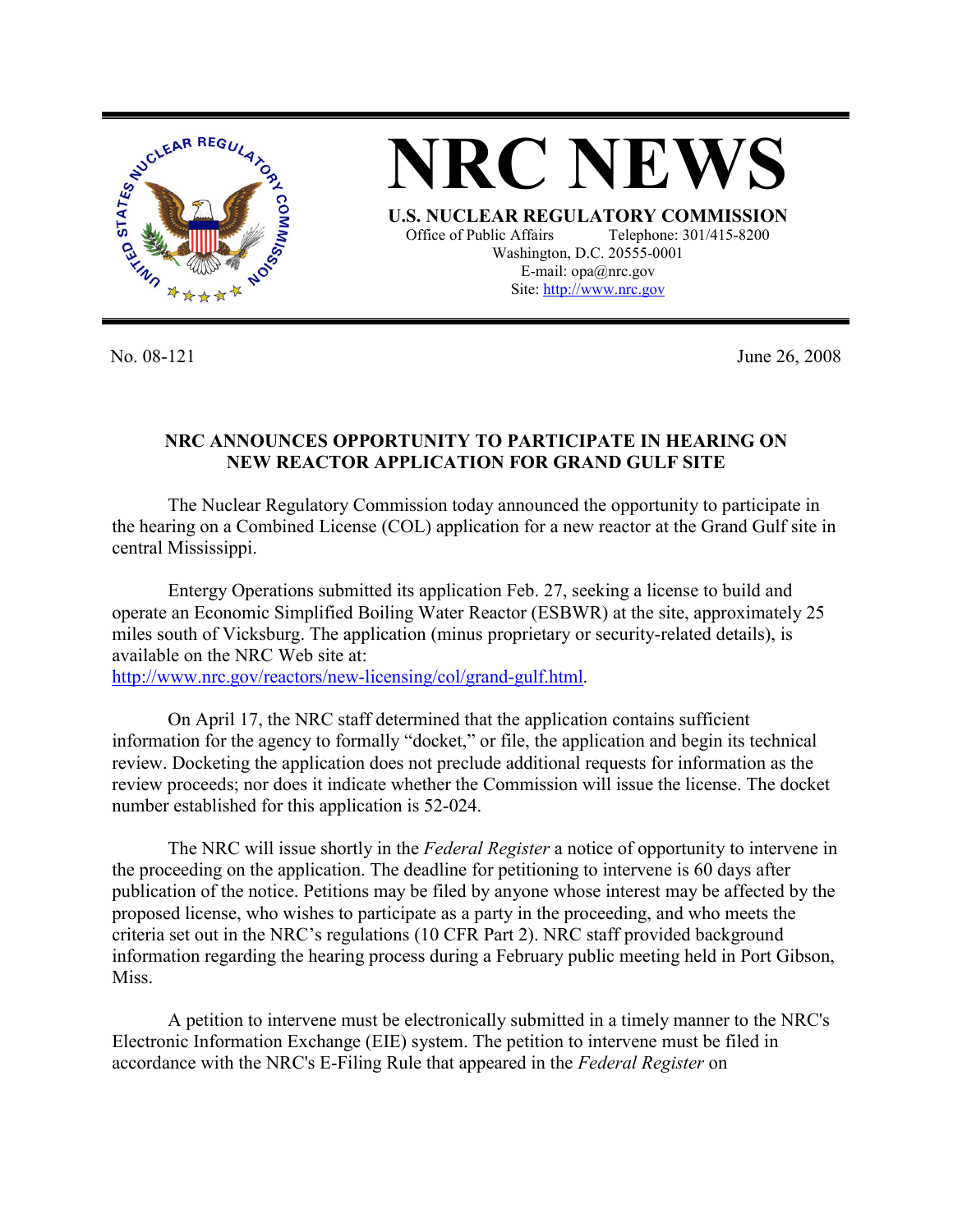# NRC NEWS

**U.S. NUCLEAR REGULATORY COMMISSION**
Office of Public Affairs Telephone: 301/415-8200
Washington, D.C. 20555-0001
E-mail: opa@nrc.gov
Site: http://www.nrc.gov

No. 08-121 June 26, 2008

## NRC ANNOUNCES OPPORTUNITY TO PARTICIPATE IN HEARING ON NEW REACTOR APPLICATION FOR GRAND GULF SITE

The Nuclear Regulatory Commission today announced the opportunity to participate in the hearing on a Combined License (COL) application for a new reactor at the Grand Gulf site in central Mississippi.

Entergy Operations submitted its application Feb. 27, seeking a license to build and operate an Economic Simplified Boiling Water Reactor (ESBWR) at the site, approximately 25 miles south of Vicksburg. The application (minus proprietary or security-related details), is available on the NRC Web site at: http://www.nrc.gov/reactors/new-licensing/col/grand-gulf.html.

On April 17, the NRC staff determined that the application contains sufficient information for the agency to formally "docket," or file, the application and begin its technical review. Docketing the application does not preclude additional requests for information as the review proceeds; nor does it indicate whether the Commission will issue the license. The docket number established for this application is 52-024.

The NRC will issue shortly in the *Federal Register* a notice of opportunity to intervene in the proceeding on the application. The deadline for petitioning to intervene is 60 days after publication of the notice. Petitions may be filed by anyone whose interest may be affected by the proposed license, who wishes to participate as a party in the proceeding, and who meets the criteria set out in the NRC's regulations (10 CFR Part 2). NRC staff provided background information regarding the hearing process during a February public meeting held in Port Gibson, Miss.

A petition to intervene must be electronically submitted in a timely manner to the NRC's Electronic Information Exchange (EIE) system. The petition to intervene must be filed in accordance with the NRC's E-Filing Rule that appeared in the *Federal Register* on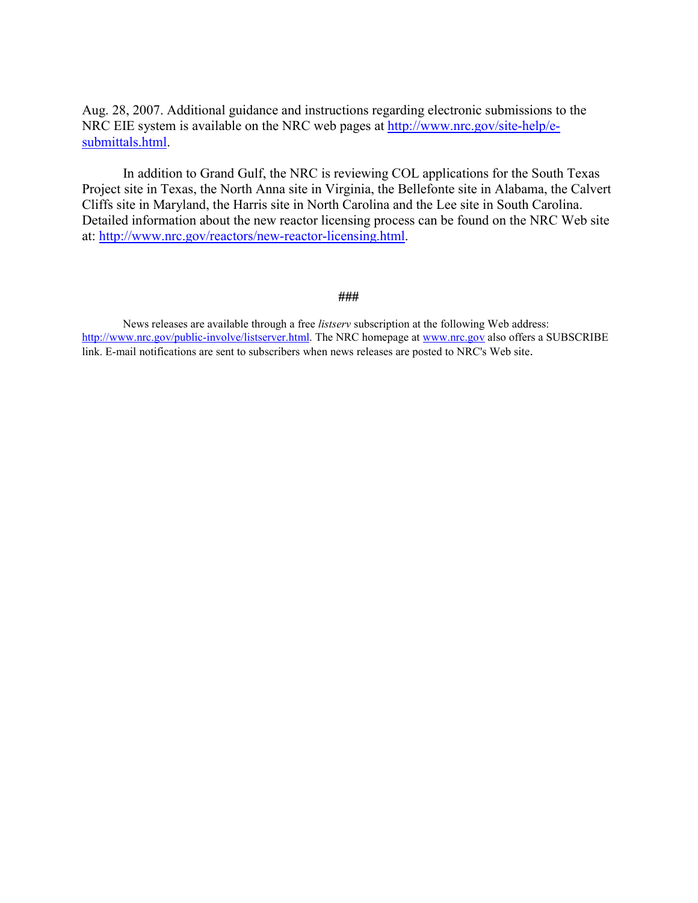Aug. 28, 2007. Additional guidance and instructions regarding electronic submissions to the NRC EIE system is available on the NRC web pages at http://www.nrc.gov/site-help/e-submittals.html.

In addition to Grand Gulf, the NRC is reviewing COL applications for the South Texas Project site in Texas, the North Anna site in Virginia, the Bellefonte site in Alabama, the Calvert Cliffs site in Maryland, the Harris site in North Carolina and the Lee site in South Carolina. Detailed information about the new reactor licensing process can be found on the NRC Web site at: http://www.nrc.gov/reactors/new-reactor-licensing.html.

###

News releases are available through a free *listserv* subscription at the following Web address: http://www.nrc.gov/public-involve/listserver.html. The NRC homepage at www.nrc.gov also offers a SUBSCRIBE link. E-mail notifications are sent to subscribers when news releases are posted to NRC's Web site.